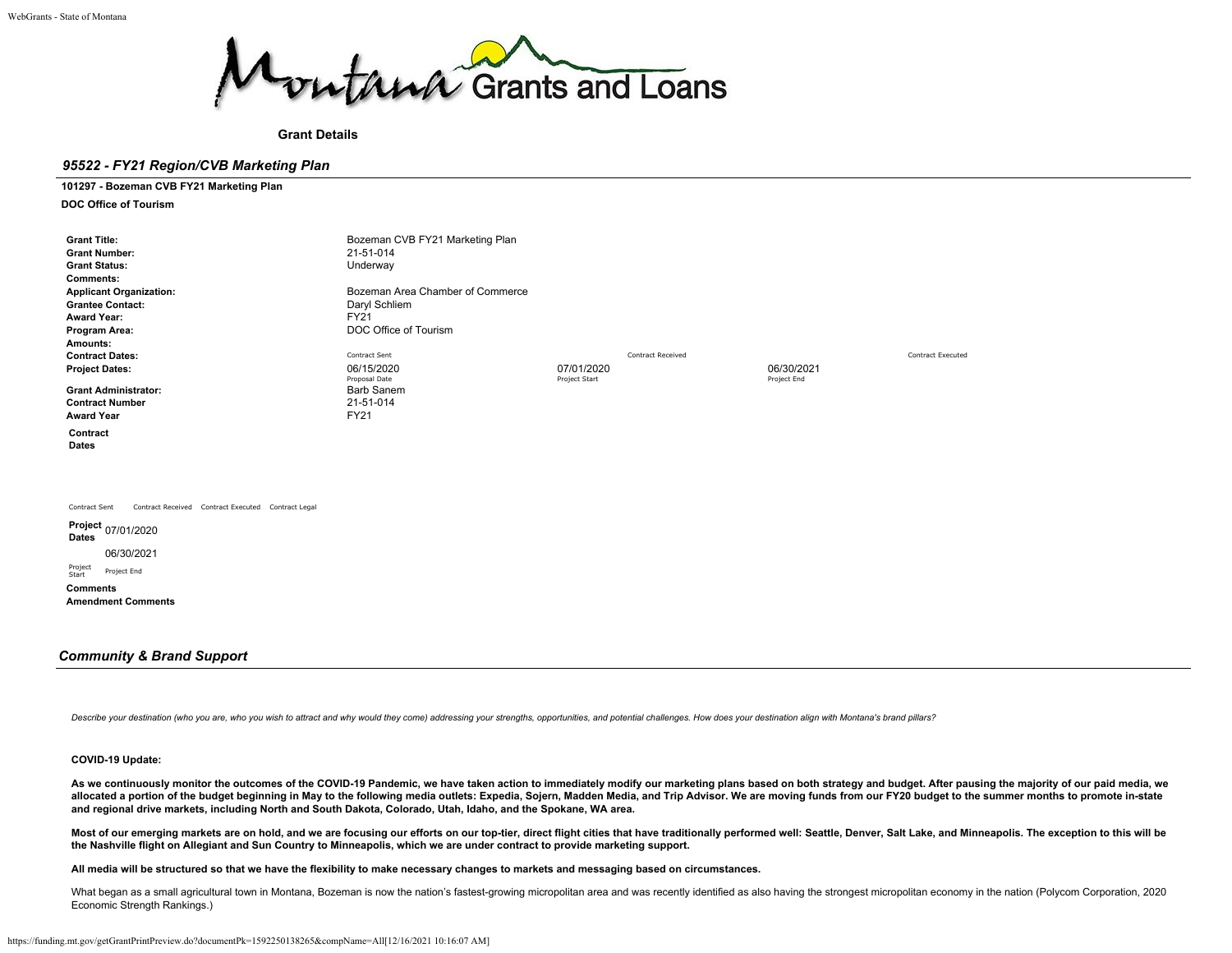Montana Grants and Loans

**Grant Details**

## *95522 - FY21 Region/CVB Marketing Plan*

**101297 - Bozeman CVB FY21 Marketing Plan**

**DOC Office of Tourism**

| | | | | |
|---|---|---|---|---|
| **Grant Title:** | Bozeman CVB FY21 Marketing Plan | | | |
| **Grant Number:** | 21-51-014 | | | |
| **Grant Status:** | Underway | | | |
| **Comments:** | | | | |
| **Applicant Organization:** | Bozeman Area Chamber of Commerce | | | |
| **Grantee Contact:** | Daryl Schliem | | | |
| **Award Year:** | FY21 | | | |
| **Program Area:** | DOC Office of Tourism | | | |
| **Amounts:** | | | | |
| **Contract Dates:** | Contract Sent | Contract Received | | Contract Executed |
| **Project Dates:** | 06/15/2020 Proposal Date | 07/01/2020 Project Start | 06/30/2021 Project End | |
| **Grant Administrator:** | Barb Sanem | | | |
| **Contract Number** | 21-51-014 | | | |
| **Award Year** | FY21 | | | |

**Contract Dates**

Contract Sent | Contract Received | Contract Executed | Contract Legal

**Project Dates** 07/01/2020 Project Start

06/30/2021 Project End

**Comments**

**Amendment Comments**

## *Community & Brand Support*

*Describe your destination (who you are, who you wish to attract and why would they come) addressing your strengths, opportunities, and potential challenges. How does your destination align with Montana's brand pillars?*

**COVID-19 Update:**

**As we continuously monitor the outcomes of the COVID-19 Pandemic, we have taken action to immediately modify our marketing plans based on both strategy and budget. After pausing the majority of our paid media, we allocated a portion of the budget beginning in May to the following media outlets: Expedia, Sojern, Madden Media, and Trip Advisor. We are moving funds from our FY20 budget to the summer months to promote in-state and regional drive markets, including North and South Dakota, Colorado, Utah, Idaho, and the Spokane, WA area.**

**Most of our emerging markets are on hold, and we are focusing our efforts on our top-tier, direct flight cities that have traditionally performed well: Seattle, Denver, Salt Lake, and Minneapolis. The exception to this will be the Nashville flight on Allegiant and Sun Country to Minneapolis, which we are under contract to provide marketing support.**

**All media will be structured so that we have the flexibility to make necessary changes to markets and messaging based on circumstances.**

What began as a small agricultural town in Montana, Bozeman is now the nation's fastest-growing micropolitan area and was recently identified as also having the strongest micropolitan economy in the nation (Polycom Corporation, 2020 Economic Strength Rankings.)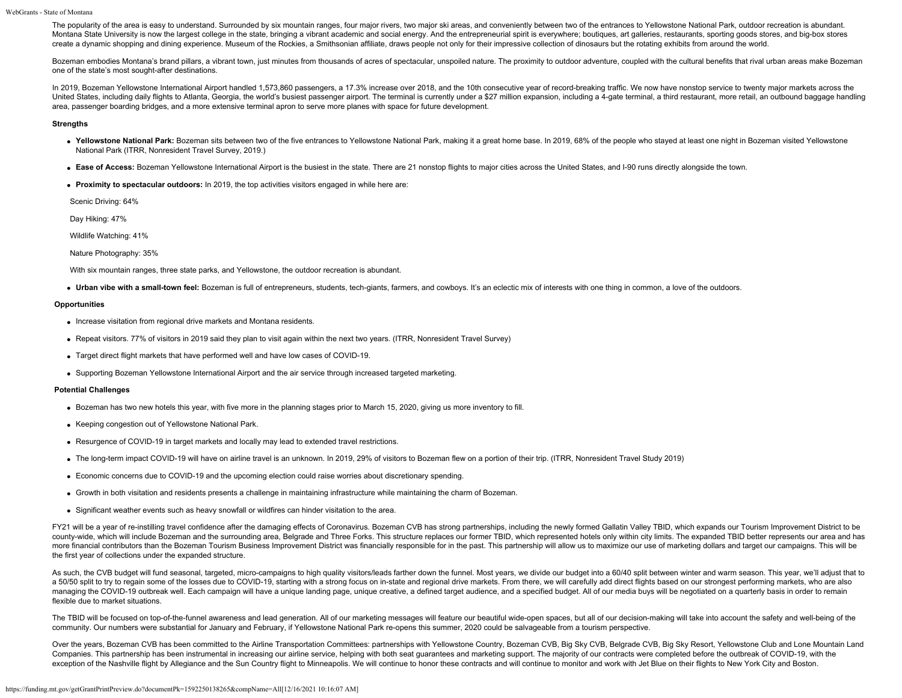The popularity of the area is easy to understand. Surrounded by six mountain ranges, four major rivers, two major ski areas, and conveniently between two of the entrances to Yellowstone National Park, outdoor recreation is abundant. Montana State University is now the largest college in the state, bringing a vibrant academic and social energy. And the entrepreneurial spirit is everywhere; boutiques, art galleries, restaurants, sporting goods stores, and big-box stores create a dynamic shopping and dining experience. Museum of the Rockies, a Smithsonian affiliate, draws people not only for their impressive collection of dinosaurs but the rotating exhibits from around the world.

Bozeman embodies Montana's brand pillars, a vibrant town, just minutes from thousands of acres of spectacular, unspoiled nature. The proximity to outdoor adventure, coupled with the cultural benefits that rival urban areas make Bozeman one of the state's most sought-after destinations.

In 2019, Bozeman Yellowstone International Airport handled 1,573,860 passengers, a 17.3% increase over 2018, and the 10th consecutive year of record-breaking traffic. We now have nonstop service to twenty major markets across the United States, including daily flights to Atlanta, Georgia, the world's busiest passenger airport. The terminal is currently under a $27 million expansion, including a 4-gate terminal, a third restaurant, more retail, an outbound baggage handling area, passenger boarding bridges, and a more extensive terminal apron to serve more planes with space for future development.

**Strengths**

- **Yellowstone National Park:** Bozeman sits between two of the five entrances to Yellowstone National Park, making it a great home base. In 2019, 68% of the people who stayed at least one night in Bozeman visited Yellowstone National Park (ITRR, Nonresident Travel Survey, 2019.)
- **Ease of Access:** Bozeman Yellowstone International Airport is the busiest in the state. There are 21 nonstop flights to major cities across the United States, and I-90 runs directly alongside the town.
- **Proximity to spectacular outdoors:** In 2019, the top activities visitors engaged in while here are:

  Scenic Driving: 64%

  Day Hiking: 47%

  Wildlife Watching: 41%

  Nature Photography: 35%

  With six mountain ranges, three state parks, and Yellowstone, the outdoor recreation is abundant.

- **Urban vibe with a small-town feel:** Bozeman is full of entrepreneurs, students, tech-giants, farmers, and cowboys. It's an eclectic mix of interests with one thing in common, a love of the outdoors.

**Opportunities**

- Increase visitation from regional drive markets and Montana residents.
- Repeat visitors. 77% of visitors in 2019 said they plan to visit again within the next two years. (ITRR, Nonresident Travel Survey)
- Target direct flight markets that have performed well and have low cases of COVID-19.
- Supporting Bozeman Yellowstone International Airport and the air service through increased targeted marketing.

**Potential Challenges**

- Bozeman has two new hotels this year, with five more in the planning stages prior to March 15, 2020, giving us more inventory to fill.
- Keeping congestion out of Yellowstone National Park.
- Resurgence of COVID-19 in target markets and locally may lead to extended travel restrictions.
- The long-term impact COVID-19 will have on airline travel is an unknown. In 2019, 29% of visitors to Bozeman flew on a portion of their trip. (ITRR, Nonresident Travel Study 2019)
- Economic concerns due to COVID-19 and the upcoming election could raise worries about discretionary spending.
- Growth in both visitation and residents presents a challenge in maintaining infrastructure while maintaining the charm of Bozeman.
- Significant weather events such as heavy snowfall or wildfires can hinder visitation to the area.

FY21 will be a year of re-instilling travel confidence after the damaging effects of Coronavirus. Bozeman CVB has strong partnerships, including the newly formed Gallatin Valley TBID, which expands our Tourism Improvement District to be county-wide, which will include Bozeman and the surrounding area, Belgrade and Three Forks. This structure replaces our former TBID, which represented hotels only within city limits. The expanded TBID better represents our area and has more financial contributors than the Bozeman Tourism Business Improvement District was financially responsible for in the past. This partnership will allow us to maximize our use of marketing dollars and target our campaigns. This will be the first year of collections under the expanded structure.

As such, the CVB budget will fund seasonal, targeted, micro-campaigns to high quality visitors/leads farther down the funnel. Most years, we divide our budget into a 60/40 split between winter and warm season. This year, we'll adjust that to a 50/50 split to try to regain some of the losses due to COVID-19, starting with a strong focus on in-state and regional drive markets. From there, we will carefully add direct flights based on our strongest performing markets, who are also managing the COVID-19 outbreak well. Each campaign will have a unique landing page, unique creative, a defined target audience, and a specified budget. All of our media buys will be negotiated on a quarterly basis in order to remain flexible due to market situations.

The TBID will be focused on top-of-the-funnel awareness and lead generation. All of our marketing messages will feature our beautiful wide-open spaces, but all of our decision-making will take into account the safety and well-being of the community. Our numbers were substantial for January and February, if Yellowstone National Park re-opens this summer, 2020 could be salvageable from a tourism perspective.

Over the years, Bozeman CVB has been committed to the Airline Transportation Committees: partnerships with Yellowstone Country, Bozeman CVB, Big Sky CVB, Belgrade CVB, Big Sky Resort, Yellowstone Club and Lone Mountain Land Companies. This partnership has been instrumental in increasing our airline service, helping with both seat guarantees and marketing support. The majority of our contracts were completed before the outbreak of COVID-19, with the exception of the Nashville flight by Allegiance and the Sun Country flight to Minneapolis. We will continue to honor these contracts and will continue to monitor and work with Jet Blue on their flights to New York City and Boston.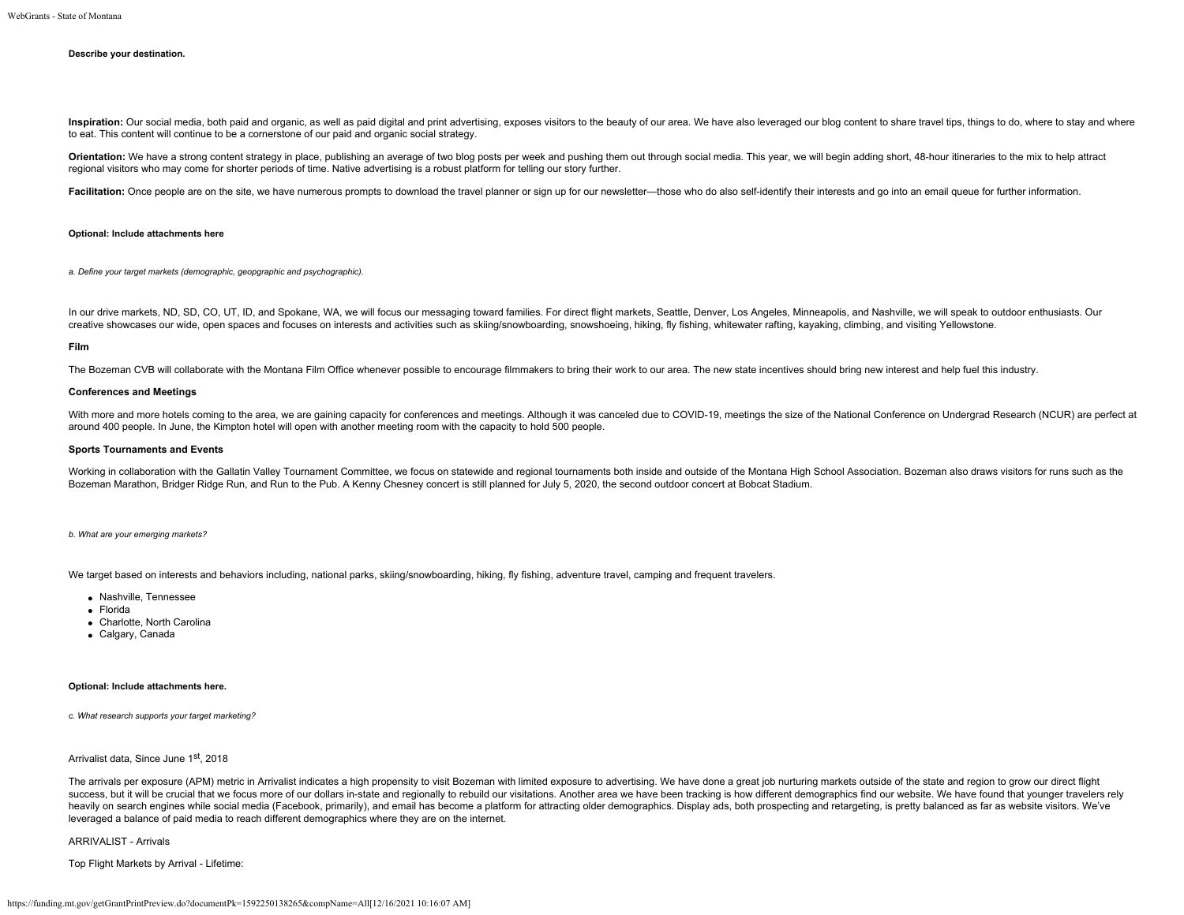**Describe your destination.**

**Inspiration:** Our social media, both paid and organic, as well as paid digital and print advertising, exposes visitors to the beauty of our area. We have also leveraged our blog content to share travel tips, things to do, where to stay and where to eat. This content will continue to be a cornerstone of our paid and organic social strategy.

**Orientation:** We have a strong content strategy in place, publishing an average of two blog posts per week and pushing them out through social media. This year, we will begin adding short, 48-hour itineraries to the mix to help attract regional visitors who may come for shorter periods of time. Native advertising is a robust platform for telling our story further.

**Facilitation:** Once people are on the site, we have numerous prompts to download the travel planner or sign up for our newsletter—those who do also self-identify their interests and go into an email queue for further information.

**Optional: Include attachments here**

*a. Define your target markets (demographic, geopgraphic and psychographic).*

In our drive markets, ND, SD, CO, UT, ID, and Spokane, WA, we will focus our messaging toward families. For direct flight markets, Seattle, Denver, Los Angeles, Minneapolis, and Nashville, we will speak to outdoor enthusiasts. Our creative showcases our wide, open spaces and focuses on interests and activities such as skiing/snowboarding, snowshoeing, hiking, fly fishing, whitewater rafting, kayaking, climbing, and visiting Yellowstone.

**Film**

The Bozeman CVB will collaborate with the Montana Film Office whenever possible to encourage filmmakers to bring their work to our area. The new state incentives should bring new interest and help fuel this industry.

**Conferences and Meetings**

With more and more hotels coming to the area, we are gaining capacity for conferences and meetings. Although it was canceled due to COVID-19, meetings the size of the National Conference on Undergrad Research (NCUR) are perfect at around 400 people. In June, the Kimpton hotel will open with another meeting room with the capacity to hold 500 people.

**Sports Tournaments and Events**

Working in collaboration with the Gallatin Valley Tournament Committee, we focus on statewide and regional tournaments both inside and outside of the Montana High School Association. Bozeman also draws visitors for runs such as the Bozeman Marathon, Bridger Ridge Run, and Run to the Pub. A Kenny Chesney concert is still planned for July 5, 2020, the second outdoor concert at Bobcat Stadium.

*b. What are your emerging markets?*

We target based on interests and behaviors including, national parks, skiing/snowboarding, hiking, fly fishing, adventure travel, camping and frequent travelers.

- Nashville, Tennessee
- Florida
- Charlotte, North Carolina
- Calgary, Canada

**Optional: Include attachments here.**

*c. What research supports your target marketing?*

Arrivalist data, Since June 1st, 2018

The arrivals per exposure (APM) metric in Arrivalist indicates a high propensity to visit Bozeman with limited exposure to advertising. We have done a great job nurturing markets outside of the state and region to grow our direct flight success, but it will be crucial that we focus more of our dollars in-state and regionally to rebuild our visitations. Another area we have been tracking is how different demographics find our website. We have found that younger travelers rely heavily on search engines while social media (Facebook, primarily), and email has become a platform for attracting older demographics. Display ads, both prospecting and retargeting, is pretty balanced as far as website visitors. We've leveraged a balance of paid media to reach different demographics where they are on the internet.

ARRIVALIST - Arrivals

Top Flight Markets by Arrival - Lifetime: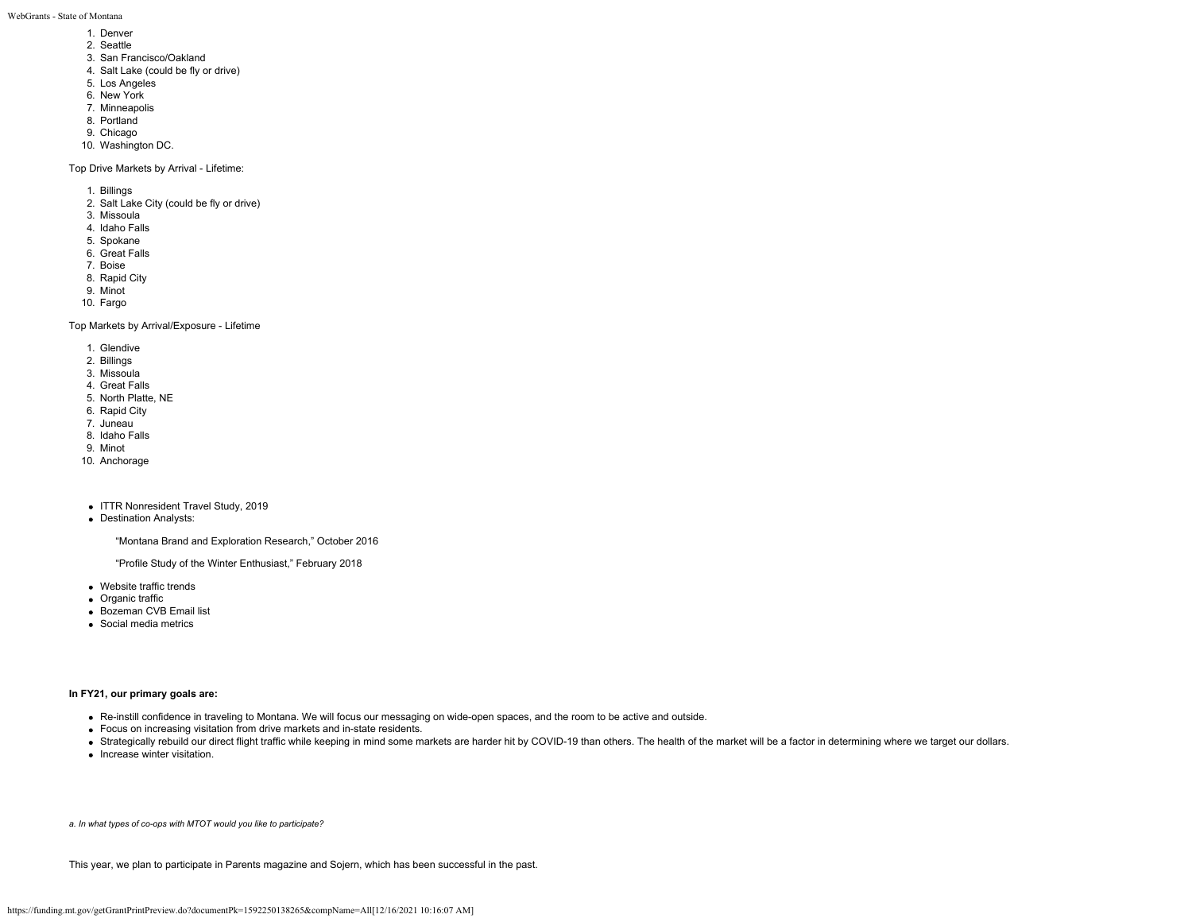1. Denver
2. Seattle
3. San Francisco/Oakland
4. Salt Lake (could be fly or drive)
5. Los Angeles
6. New York
7. Minneapolis
8. Portland
9. Chicago
10. Washington DC.

Top Drive Markets by Arrival - Lifetime:

1. Billings
2. Salt Lake City (could be fly or drive)
3. Missoula
4. Idaho Falls
5. Spokane
6. Great Falls
7. Boise
8. Rapid City
9. Minot
10. Fargo

Top Markets by Arrival/Exposure - Lifetime

1. Glendive
2. Billings
3. Missoula
4. Great Falls
5. North Platte, NE
6. Rapid City
7. Juneau
8. Idaho Falls
9. Minot
10. Anchorage

- ITTR Nonresident Travel Study, 2019
- Destination Analysts:

  "Montana Brand and Exploration Research," October 2016

  "Profile Study of the Winter Enthusiast," February 2018

- Website traffic trends
- Organic traffic
- Bozeman CVB Email list
- Social media metrics

**In FY21, our primary goals are:**

- Re-instill confidence in traveling to Montana. We will focus our messaging on wide-open spaces, and the room to be active and outside.
- Focus on increasing visitation from drive markets and in-state residents.
- Strategically rebuild our direct flight traffic while keeping in mind some markets are harder hit by COVID-19 than others. The health of the market will be a factor in determining where we target our dollars.
- Increase winter visitation.

*a. In what types of co-ops with MTOT would you like to participate?*

This year, we plan to participate in Parents magazine and Sojern, which has been successful in the past.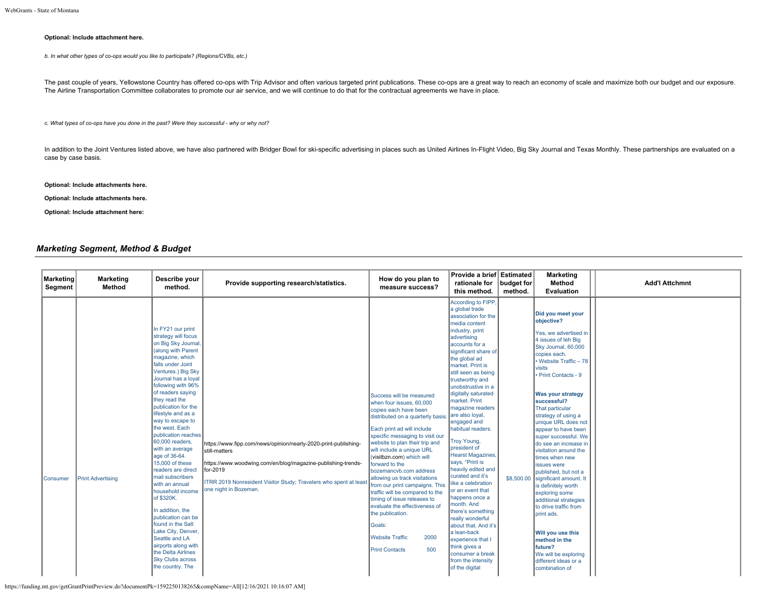**Optional: Include attachment here.**

*b. In what other types of co-ops would you like to participate? (Regions/CVBs, etc.)*

The past couple of years, Yellowstone Country has offered co-ops with Trip Advisor and often various targeted print publications. These co-ops are a great way to reach an economy of scale and maximize both our budget and our exposure. The Airline Transportation Committee collaborates to promote our air service, and we will continue to do that for the contractual agreements we have in place.

*c. What types of co-ops have you done in the past? Were they successful - why or why not?*

In addition to the Joint Ventures listed above, we have also partnered with Bridger Bowl for ski-specific advertising in places such as United Airlines In-Flight Video, Big Sky Journal and Texas Monthly. These partnerships are evaluated on a case by case basis.

**Optional: Include attachments here.**

**Optional: Include attachments here.**

**Optional: Include attachment here:**

## *Marketing Segment, Method & Budget*

| Marketing Segment | Marketing Method | Describe your method. | Provide supporting research/statistics. | How do you plan to measure success? | Provide a brief rationale for this method. | Estimated budget for method. | Marketing Method Evaluation | Add'l Attchmnt |
|---|---|---|---|---|---|---|---|---|
| Consumer | Print Advertising | In FY21 our print strategy will focus on Big Sky Journal, (along with Parent magazine, which falls under Joint Ventures.) Big Sky Journal has a loyal following with 96% of readers saying they read the publication for the lifestyle and as a way to escape to the west. Each publication reaches 60,000 readers, with an average age of 36-64. 15,000 of these readers are direct mail subscribers with an annual household income of $320K.<br><br>In addition, the publication can be found in the Salt Lake City, Denver, Seattle and LA airports along with the Delta Airlines Sky Clubs across the country. The | https://www.fipp.com/news/opinion/nearly-2020-print-publishing-still-matters<br><br>https://www.woodwing.com/en/blog/magazine-publishing-trends-for-2019<br><br>ITRR 2019 Nonresident Visitor Study; Travelers who spent at least one night in Bozeman. | Success will be measured when four issues, 60,000 copies each have been distributed on a quarterly basis.<br><br>Each print ad will include specific messaging to visit our website to plan their trip and will include a unique URL (visitbzn.com) which will forward to the bozemancvb.com address allowing us track visitations from our print campaigns. This traffic will be compared to the timing of issue releases to evaluate the effectiveness of the publication.<br><br>Goals:<br><br>Website Traffic 2000<br><br>Print Contacts 500 | According to FIPP, a global trade association for the media content industry, print advertising accounts for a significant share of the global ad market. Print is still seen as being trustworthy and unobstrusive in a digitally saturated market. Print magazine readers are also loyal, engaged and habitual readers.<br><br>Troy Young, president of Hearst Magazines, says, "Print is heavily edited and curated and it's like a celebration or an event that happens once a month. And there's something really wonderful about that. And it's a lean-back experience that I think gives a consumer a break from the intensity of the digital | $8,500.00 | **Did you meet your objective?**<br><br>Yes, we advertised in 4 issues of teh Big Sky Journal, 60,000 copies each.<br>• Website Traffic – 78 visits<br>• Print Contacts - 9<br><br>**Was your strategy successful?**<br>That particular strategy of using a unique URL does not appear to have been super successful. We do see an increase in visitation around the times when new issues were published, but not a significant amount. It is definitely worth exploring some additional strategies to drive traffic from print ads.<br><br>**Will you use this method in the future?**<br>We will be exploring different ideas or a combination of | |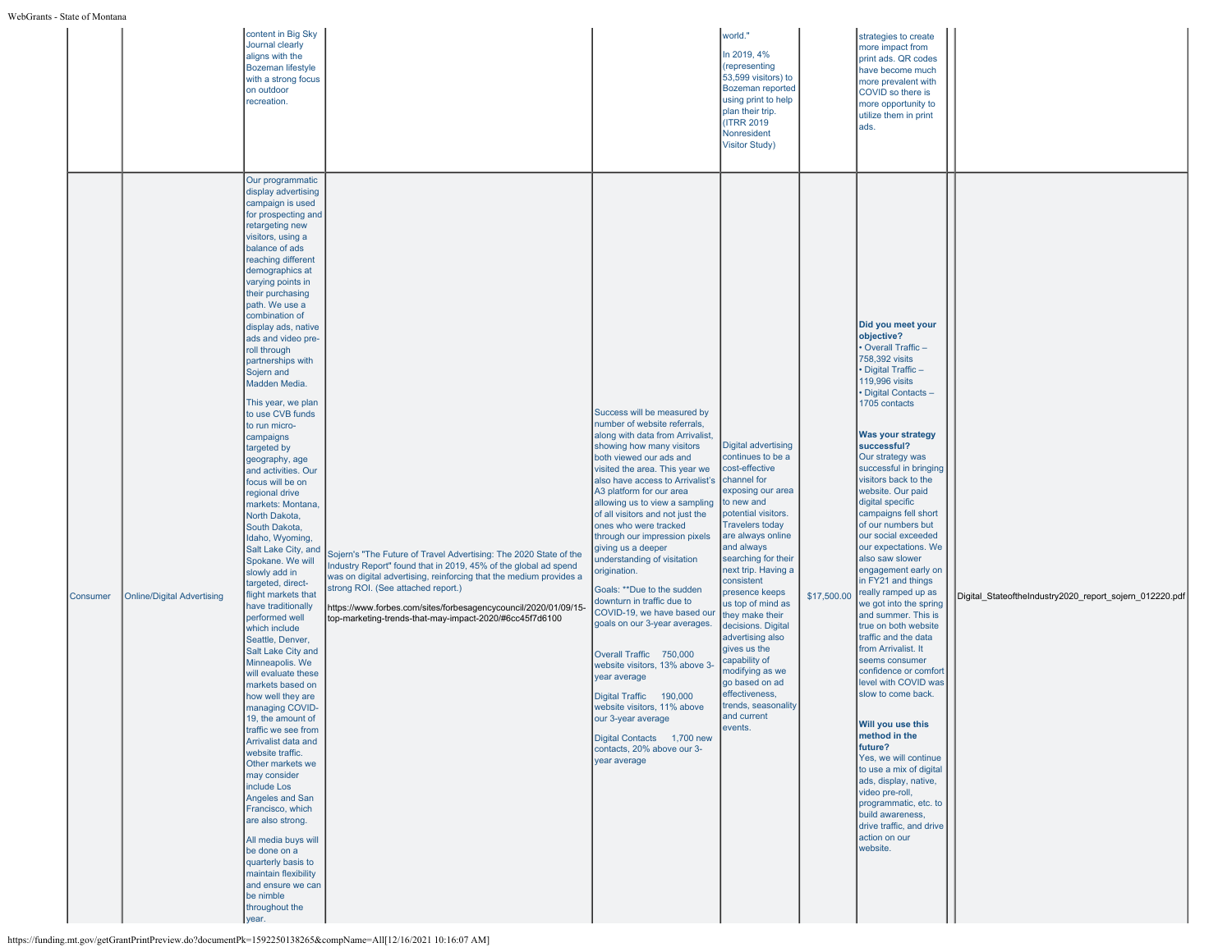| | | | | | | | | | |
|---|---|---|---|---|---|---|---|---|---|
| | | content in Big Sky Journal clearly aligns with the Bozeman lifestyle with a strong focus on outdoor recreation. | | | world."<br><br>In 2019, 4% (representing 53,599 visitors) to Bozeman reported using print to help plan their trip. (ITRR 2019 Nonresident Visitor Study) | | strategies to create more impact from print ads. QR codes have become much more prevalent with COVID so there is more opportunity to utilize them in print ads. | | |
| Consumer | Online/Digital Advertising | Our programmatic display advertising campaign is used for prospecting and retargeting new visitors, using a balance of ads reaching different demographics at varying points in their purchasing path. We use a combination of display ads, native ads and video pre-roll through partnerships with Sojern and Madden Media.<br><br>This year, we plan to use CVB funds to run micro-campaigns targeted by geography, age and activities. Our focus will be on regional drive markets: Montana, North Dakota, South Dakota, Idaho, Wyoming, Salt Lake City, and Spokane. We will slowly add in targeted, direct-flight markets that have traditionally performed well which include Seattle, Denver, Salt Lake City and Minneapolis. We will evaluate these markets based on how well they are managing COVID-19, the amount of traffic we see from Arrivalist data and website traffic. Other markets we may consider include Los Angeles and San Francisco, which are also strong.<br><br>All media buys will be done on a quarterly basis to maintain flexibility and ensure we can be nimble throughout the year. | Sojern's "The Future of Travel Advertising: The 2020 State of the Industry Report" found that in 2019, 45% of the global ad spend was on digital advertising, reinforcing that the medium provides a strong ROI. (See attached report.)<br><br>https://www.forbes.com/sites/forbesagencycouncil/2020/01/09/15-top-marketing-trends-that-may-impact-2020/#6cc45f7d6100 | Success will be measured by number of website referrals, along with data from Arrivalist, showing how many visitors both viewed our ads and visited the area. This year we also have access to Arrivalist's A3 platform for our area allowing us to view a sampling of all visitors and not just the ones who were tracked through our impression pixels giving us a deeper understanding of visitation origination.<br><br>Goals: **Due to the sudden downturn in traffic due to COVID-19, we have based our goals on our 3-year averages.<br><br>Overall Traffic 750,000 website visitors, 13% above 3-year average<br><br>Digital Traffic 190,000 website visitors, 11% above our 3-year average<br><br>Digital Contacts 1,700 new contacts, 20% above our 3-year average | Digital advertising continues to be a cost-effective channel for exposing our area to new and potential visitors. Travelers today are always online and always searching for their next trip. Having a consistent presence keeps us top of mind as they make their decisions. Digital advertising also gives us the capability of modifying as we go based on ad effectiveness, trends, seasonality and current events. | $17,500.00 | **Did you meet your objective?**<br>• Overall Traffic – 758,392 visits<br>• Digital Traffic – 119,996 visits<br>• Digital Contacts – 1705 contacts<br><br>**Was your strategy successful?**<br>Our strategy was successful in bringing visitors back to the website. Our paid digital specific campaigns fell short of our numbers but our social exceeded our expectations. We also saw slower engagement early on in FY21 and things really ramped up as we got into the spring and summer. This is true on both website traffic and the data from Arrivalist. It seems consumer confidence or comfort level with COVID was slow to come back.<br><br>**Will you use this method in the future?**<br>Yes, we will continue to use a mix of digital ads, display, native, video pre-roll, programmatic, etc. to build awareness, drive traffic, and drive action on our website. | | Digital_StateoftheIndustry2020_report_sojern_012220.pdf |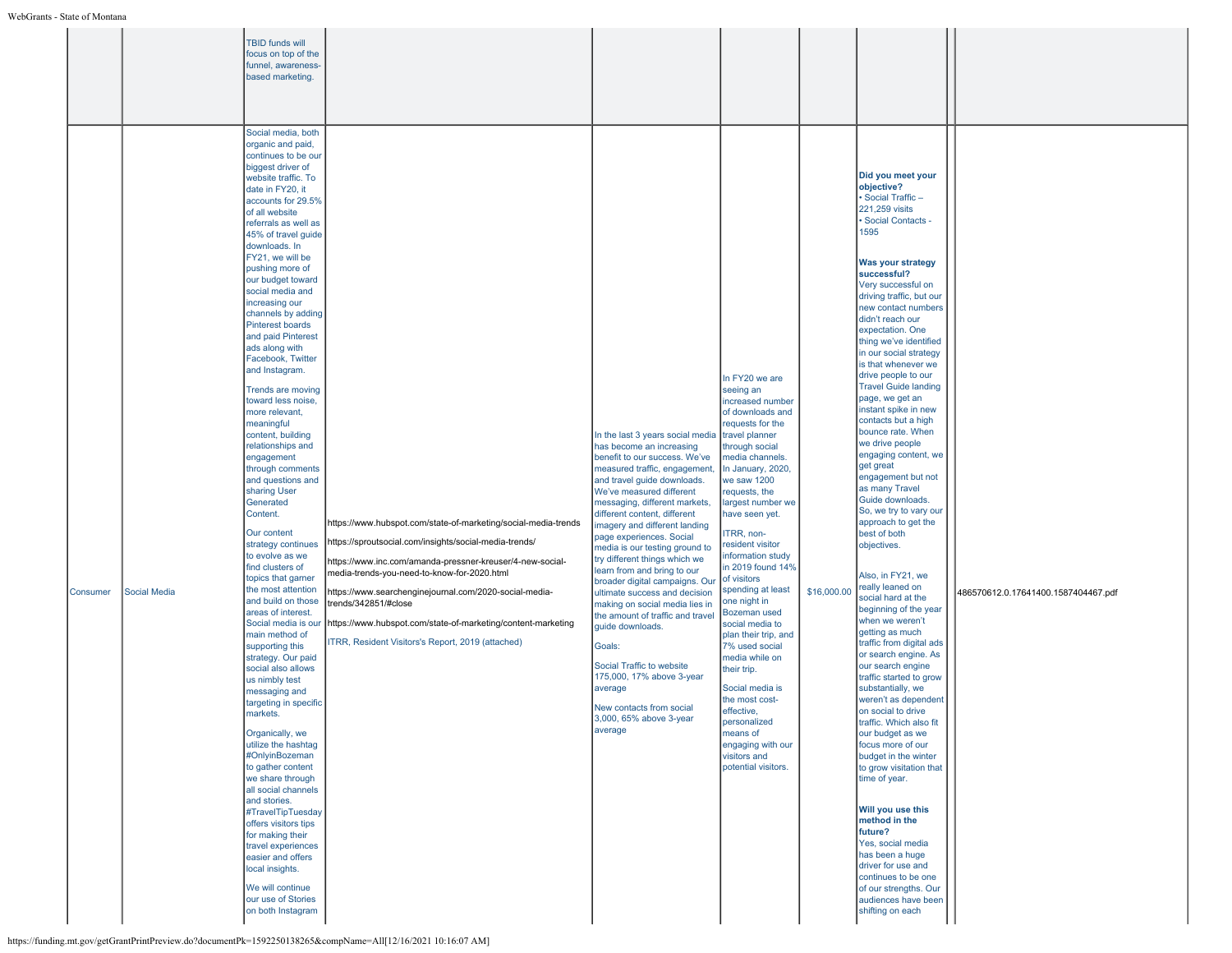| | | | | | | | | | |
|---|---|---|---|---|---|---|---|---|---|
| | | TBID funds will focus on top of the funnel, awareness-based marketing. | | | | | | | |
| Consumer | Social Media | Social media, both organic and paid, continues to be our biggest driver of website traffic. To date in FY20, it accounts for 29.5% of all website referrals as well as 45% of travel guide downloads. In FY21, we will be pushing more of our budget toward social media and increasing our channels by adding Pinterest boards and paid Pinterest ads along with Facebook, Twitter and Instagram.<br><br>Trends are moving toward less noise, more relevant, meaningful content, building relationships and engagement through comments and questions and sharing User Generated Content.<br><br>Our content strategy continues to evolve as we find clusters of topics that garner the most attention and build on those areas of interest. Social media is our main method of supporting this strategy. Our paid social also allows us nimbly test messaging and targeting in specific markets.<br><br>Organically, we utilize the hashtag #OnlyinBozeman to gather content we share through all social channels and stories. #TravelTipTuesday offers visitors tips for making their travel experiences easier and offers local insights.<br><br>We will continue our use of Stories on both Instagram | https://www.hubspot.com/state-of-marketing/social-media-trends<br><br>https://sproutsocial.com/insights/social-media-trends/<br><br>https://www.inc.com/amanda-pressner-kreuser/4-new-social-media-trends-you-need-to-know-for-2020.html<br><br>https://www.searchenginejournal.com/2020-social-media-trends/342851/#close<br><br>https://www.hubspot.com/state-of-marketing/content-marketing<br><br>ITRR, Resident Visitors's Report, 2019 (attached) | In the last 3 years social media has become an increasing benefit to our success. We've measured traffic, engagement, and travel guide downloads. We've measured different messaging, different markets, different content, different imagery and different landing page experiences. Social media is our testing ground to try different things which we learn from and bring to our broader digital campaigns. Our ultimate success and decision making on social media lies in the amount of traffic and travel guide downloads.<br><br>Goals:<br><br>Social Traffic to website 175,000, 17% above 3-year average<br><br>New contacts from social 3,000, 65% above 3-year average | In FY20 we are seeing an increased number of downloads and requests for the travel planner through social media channels. In January, 2020, we saw 1200 requests, the largest number we have seen yet.<br><br>ITRR, non-resident visitor information study in 2019 found 14% of visitors spending at least one night in Bozeman used social media to plan their trip, and 7% used social media while on their trip.<br><br>Social media is the most cost-effective, personalized means of engaging with our visitors and potential visitors. | $16,000.00 | **Did you meet your objective?**<br>• Social Traffic – 221,259 visits<br>• Social Contacts - 1595<br><br>**Was your strategy successful?**<br>Very successful on driving traffic, but our new contact numbers didn't reach our expectation. One thing we've identified in our social strategy is that whenever we drive people to our Travel Guide landing page, we get an instant spike in new contacts but a high bounce rate. When we drive people engaging content, we get great engagement but not as many Travel Guide downloads. So, we try to vary our approach to get the best of both objectives.<br><br>Also, in FY21, we really leaned on social hard at the beginning of the year when we weren't getting as much traffic from digital ads or search engine. As our search engine traffic started to grow substantially, we weren't as dependent on social to drive traffic. Which also fit our budget as we focus more of our budget in the winter to grow visitation that time of year.<br><br>**Will you use this method in the future?**<br>Yes, social media has been a huge driver for use and continues to be one of our strengths. Our audiences have been shifting on each | | 486570612.0.17641400.1587404467.pdf |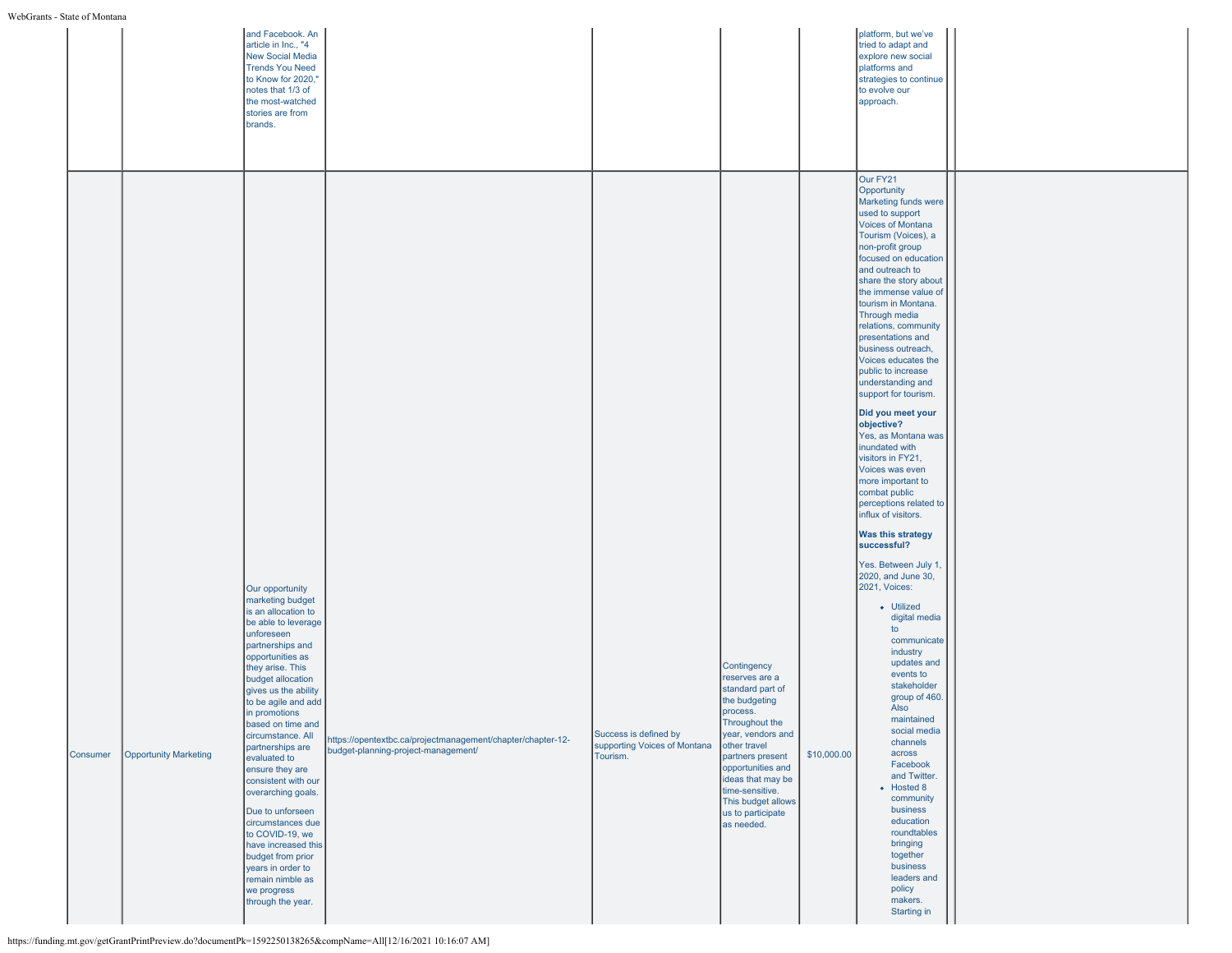| | | | | | | | | | |
|---|---|---|---|---|---|---|---|---|---|
| | | and Facebook. An article in Inc., "4 New Social Media Trends You Need to Know for 2020," notes that 1/3 of the most-watched stories are from brands. | | | | | platform, but we've tried to adapt and explore new social platforms and strategies to continue to evolve our approach. | | |
| Consumer | Opportunity Marketing | Our opportunity marketing budget is an allocation to be able to leverage unforeseen partnerships and opportunities as they arise. This budget allocation gives us the ability to be agile and add in promotions based on time and circumstance. All partnerships are evaluated to ensure they are consistent with our overarching goals.<br><br>Due to unforseen circumstances due to COVID-19, we have increased this budget from prior years in order to remain nimble as we progress through the year. | https://opentextbc.ca/projectmanagement/chapter/chapter-12-budget-planning-project-management/ | Success is defined by supporting Voices of Montana Tourism. | Contingency reserves are a standard part of the budgeting process. Throughout the year, vendors and other travel partners present opportunities and ideas that may be time-sensitive. This budget allows us to participate as needed. | $10,000.00 | Our FY21 Opportunity Marketing funds were used to support Voices of Montana Tourism (Voices), a non-profit group focused on education and outreach to share the story about the immense value of tourism in Montana. Through media relations, community presentations and business outreach, Voices educates the public to increase understanding and support for tourism.<br><br>**Did you meet your objective?**<br>Yes, as Montana was inundated with visitors in FY21, Voices was even more important to combat public perceptions related to influx of visitors.<br><br>**Was this strategy successful?**<br><br>Yes. Between July 1, 2020, and June 30, 2021, Voices:<br><br>• Utilized digital media to communicate industry updates and events to stakeholder group of 460. Also maintained social media channels across Facebook and Twitter.<br>• Hosted 8 community business education roundtables bringing together business leaders and policy makers. Starting in | | |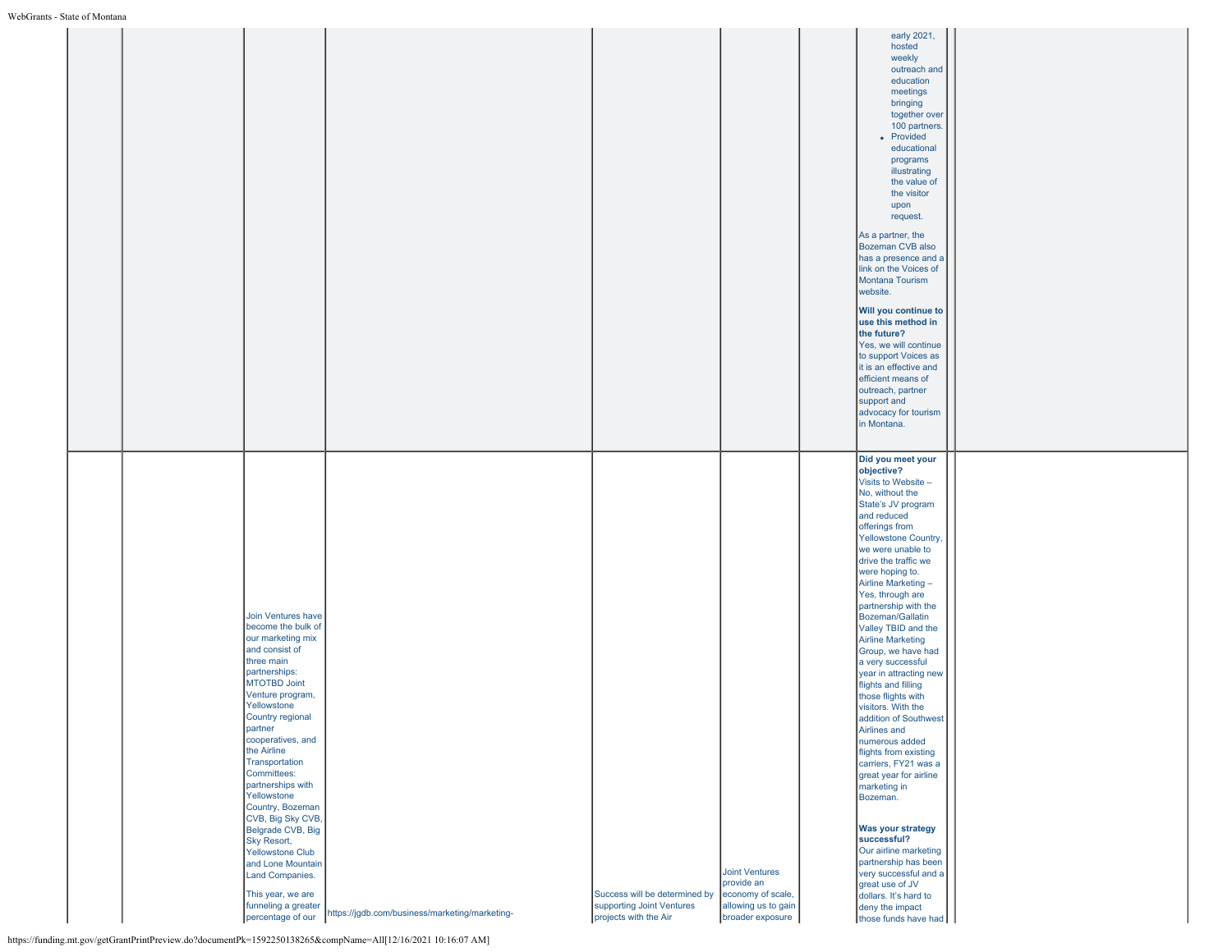| | | | | | | | | |
|---|---|---|---|---|---|---|---|---|
| | | | | | | | early 2021, hosted weekly outreach and education meetings bringing together over 100 partners.<br>• Provided educational programs illustrating the value of the visitor upon request.<br><br>As a partner, the Bozeman CVB also has a presence and a link on the Voices of Montana Tourism website.<br><br>**Will you continue to use this method in the future?**<br>Yes, we will continue to support Voices as it is an effective and efficient means of outreach, partner support and advocacy for tourism in Montana. | |
| | | Join Ventures have become the bulk of our marketing mix and consist of three main partnerships: MTOTBD Joint Venture program, Yellowstone Country regional partner cooperatives, and the Airline Transportation Committees: partnerships with Yellowstone Country, Bozeman CVB, Big Sky CVB, Belgrade CVB, Big Sky Resort, Yellowstone Club and Lone Mountain Land Companies.<br><br>This year, we are funneling a greater percentage of our | https://jgdb.com/business/marketing/marketing- | Success will be determined by supporting Joint Ventures projects with the Air | Joint Ventures provide an economy of scale, allowing us to gain broader exposure | | **Did you meet your objective?**<br>Visits to Website – No, without the State's JV program and reduced offerings from Yellowstone Country, we were unable to drive the traffic we were hoping to.<br>Airline Marketing – Yes, through are partnership with the Bozeman/Gallatin Valley TBID and the Airline Marketing Group, we have had a very successful year in attracting new flights and filling those flights with visitors. With the addition of Southwest Airlines and numerous added flights from existing carriers, FY21 was a great year for airline marketing in Bozeman.<br><br>**Was your strategy successful?**<br>Our airline marketing partnership has been very successful and a great use of JV dollars. It's hard to deny the impact those funds have had | |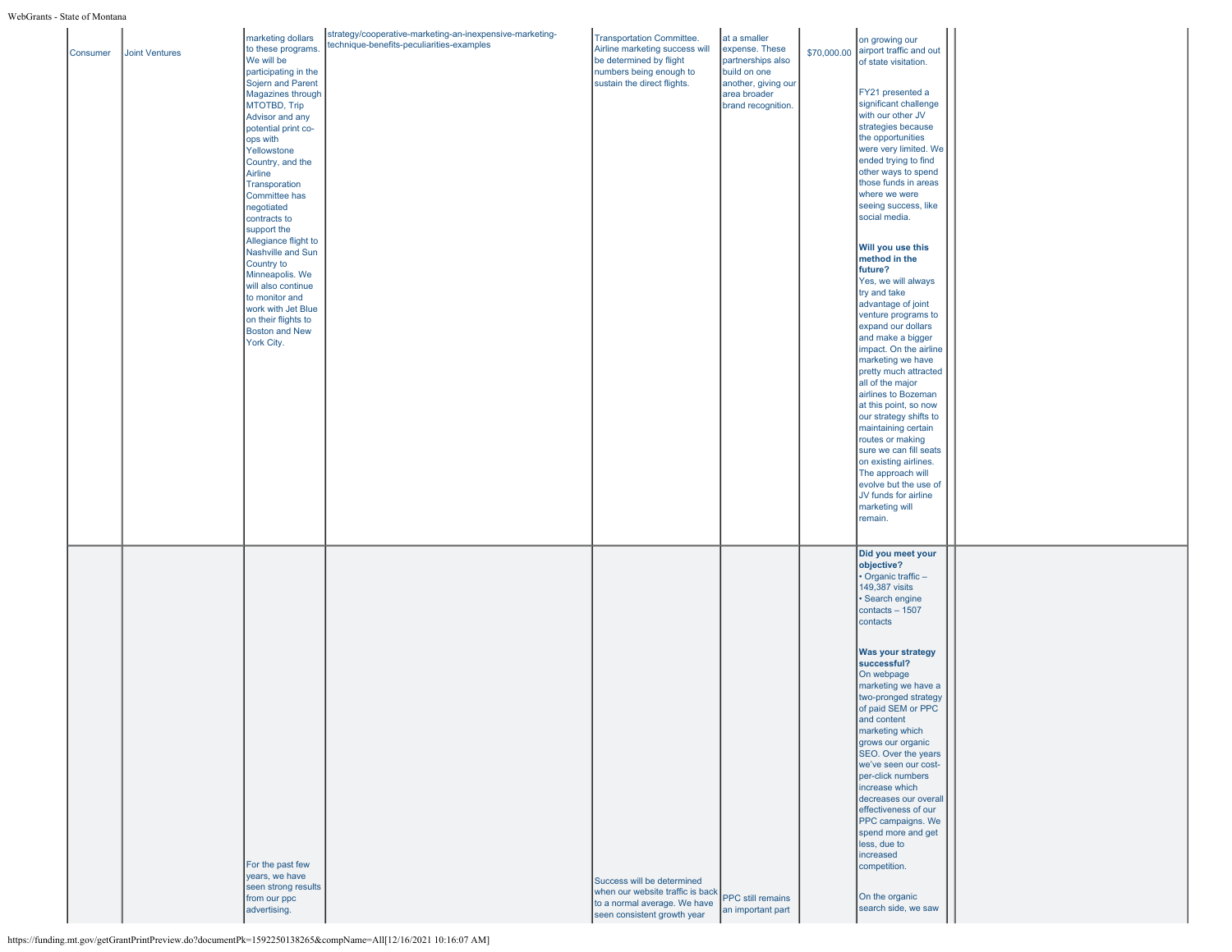| | | | | | | | | | |
|---|---|---|---|---|---|---|---|---|---|
| Consumer | Joint Ventures | marketing dollars to these programs. We will be participating in the Sojern and Parent Magazines through MTOTBD, Trip Advisor and any potential print co-ops with Yellowstone Country, and the Airline Transporation Committee has negotiated contracts to support the Allegiance flight to Nashville and Sun Country to Minneapolis. We will also continue to monitor and work with Jet Blue on their flights to Boston and New York City. | strategy/cooperative-marketing-an-inexpensive-marketing-technique-benefits-peculiarities-examples | Transportation Committee. Airline marketing success will be determined by flight numbers being enough to sustain the direct flights. | at a smaller expense. These partnerships also build on one another, giving our area broader brand recognition. | $70,000.00 | on growing our airport traffic and out of state visitation.<br><br>FY21 presented a significant challenge with our other JV strategies because the opportunities were very limited. We ended trying to find other ways to spend those funds in areas where we were seeing success, like social media.<br><br>**Will you use this method in the future?**<br>Yes, we will always try and take advantage of joint venture programs to expand our dollars and make a bigger impact. On the airline marketing we have pretty much attracted all of the major airlines to Bozeman at this point, so now our strategy shifts to maintaining certain routes or making sure we can fill seats on existing airlines. The approach will evolve but the use of JV funds for airline marketing will remain. | | |
| | | For the past few years, we have seen strong results from our ppc advertising. | | Success will be determined when our website traffic is back to a normal average. We have seen consistent growth year | PPC still remains an important part | | **Did you meet your objective?**<br>• Organic traffic – 149,387 visits<br>• Search engine contacts – 1507 contacts<br><br>**Was your strategy successful?**<br>On webpage marketing we have a two-pronged strategy of paid SEM or PPC and content marketing which grows our organic SEO. Over the years we've seen our cost-per-click numbers increase which decreases our overall effectiveness of our PPC campaigns. We spend more and get less, due to increased competition.<br><br>On the organic search side, we saw | | |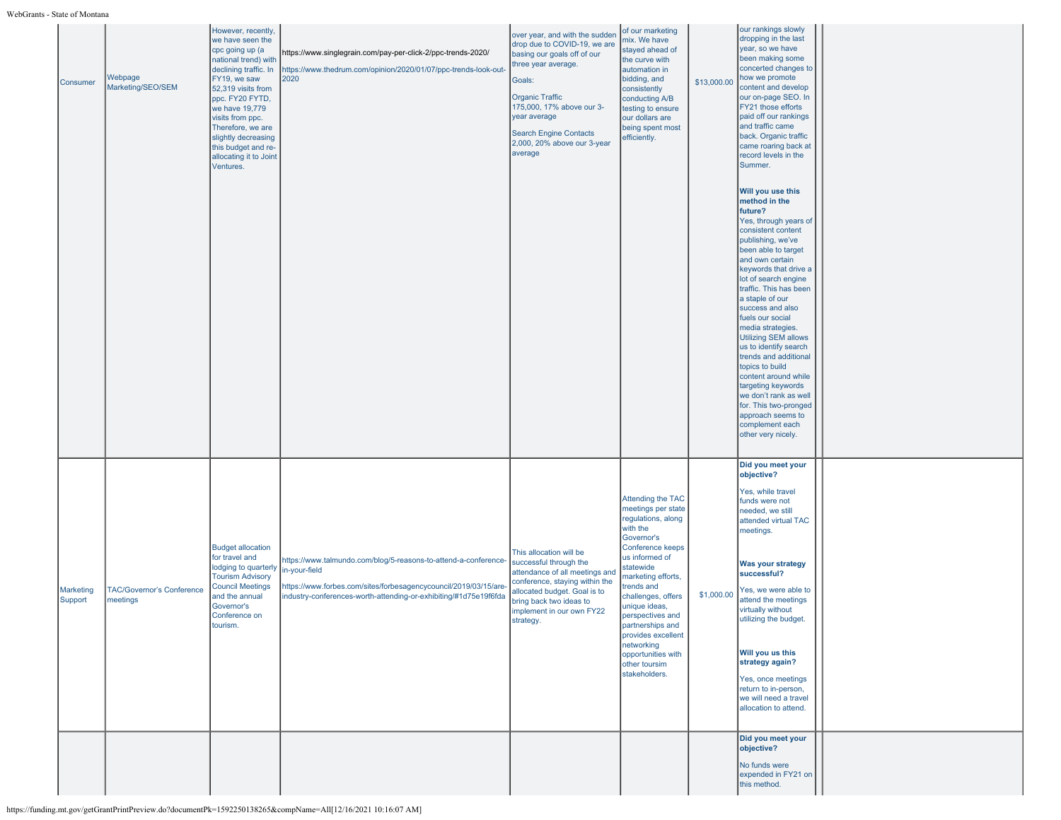| | | | | | | | | | |
|---|---|---|---|---|---|---|---|---|---|
| Consumer | Webpage Marketing/SEO/SEM | However, recently, we have seen the cpc going up (a national trend) with declining traffic. In FY19, we saw 52,319 visits from ppc. FY20 FYTD, we have 19,779 visits from ppc. Therefore, we are slightly decreasing this budget and re-allocating it to Joint Ventures. | https://www.singlegrain.com/pay-per-click-2/ppc-trends-2020/ https://www.thedrum.com/opinion/2020/01/07/ppc-trends-look-out-2020 | over year, and with the sudden drop due to COVID-19, we are basing our goals off of our three year average. Goals: Organic Traffic 175,000, 17% above our 3-year average Search Engine Contacts 2,000, 20% above our 3-year average | of our marketing mix. We have stayed ahead of the curve with automation in bidding, and consistently conducting A/B testing to ensure our dollars are being spent most efficiently. | $13,000.00 | our rankings slowly dropping in the last year, so we have been making some concerted changes to how we promote content and develop our on-page SEO. In FY21 those efforts paid off our rankings and traffic came back. Organic traffic came roaring back at record levels in the Summer. **Will you use this method in the future?** Yes, through years of consistent content publishing, we've been able to target and own certain keywords that drive a lot of search engine traffic. This has been a staple of our success and also fuels our social media strategies. Utilizing SEM allows us to identify search trends and additional topics to build content around while targeting keywords we don't rank as well for. This two-pronged approach seems to complement each other very nicely. | | |
| Marketing Support | TAC/Governor's Conference meetings | Budget allocation for travel and lodging to quarterly Tourism Advisory Council Meetings and the annual Governor's Conference on tourism. | https://www.talmundo.com/blog/5-reasons-to-attend-a-conference-in-your-field https://www.forbes.com/sites/forbesagencycouncil/2019/03/15/are-industry-conferences-worth-attending-or-exhibiting/#1d75e19f6fda | This allocation will be successful through the attendance of all meetings and conference, staying within the allocated budget. Goal is to bring back two ideas to implement in our own FY22 strategy. | Attending the TAC meetings per state regulations, along with the Governor's Conference keeps us informed of statewide marketing efforts, trends and challenges, offers unique ideas, perspectives and partnerships and provides excellent networking opportunities with other toursim stakeholders. | $1,000.00 | **Did you meet your objective?** Yes, while travel funds were not needed, we still attended virtual TAC meetings. **Was your strategy successful?** Yes, we were able to attend the meetings virtually without utilizing the budget. **Will you us this strategy again?** Yes, once meetings return to in-person, we will need a travel allocation to attend. | | |
| | | | | | | | **Did you meet your objective?** No funds were expended in FY21 on this method. | | |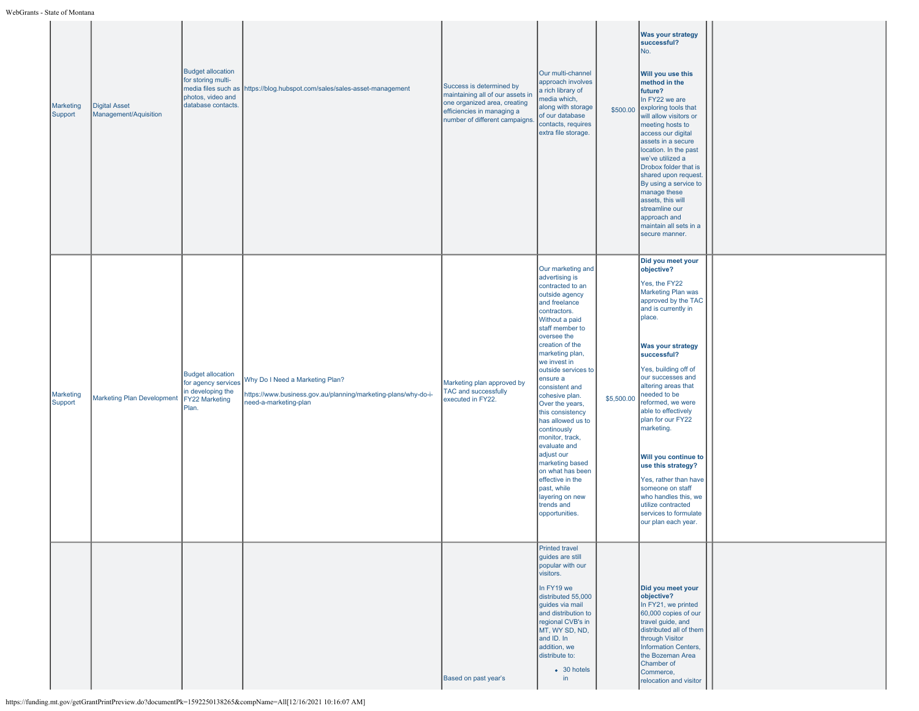| | | | | | | | | | |
|---|---|---|---|---|---|---|---|---|---|
| Marketing Support | Digital Asset Management/Aquisition | Budget allocation for storing multi-media files such as photos, video and database contacts. | https://blog.hubspot.com/sales/sales-asset-management | Success is determined by maintaining all of our assets in one organized area, creating efficiencies in managing a number of different campaigns. | Our multi-channel approach involves a rich library of media which, along with storage of our database contacts, requires extra file storage. | $500.00 | **Was your strategy successful?**<br>No.<br><br>**Will you use this method in the future?**<br>In FY22 we are exploring tools that will allow visitors or meeting hosts to access our digital assets in a secure location. In the past we've utilized a Drobox folder that is shared upon request. By using a service to manage these assets, this will streamline our approach and maintain all sets in a secure manner. | | |
| Marketing Support | Marketing Plan Development | Budget allocation for agency services in developing the FY22 Marketing Plan. | Why Do I Need a Marketing Plan?<br><br>https://www.business.gov.au/planning/marketing-plans/why-do-i-need-a-marketing-plan | Marketing plan approved by TAC and successfully executed in FY22. | Our marketing and advertising is contracted to an outside agency and freelance contractors. Without a paid staff member to oversee the creation of the marketing plan, we invest in outside services to ensure a consistent and cohesive plan. Over the years, this consistency has allowed us to continously monitor, track, evaluate and adjust our marketing based on what has been effective in the past, while layering on new trends and opportunities. | $5,500.00 | **Did you meet your objective?**<br><br>Yes, the FY22 Marketing Plan was approved by the TAC and is currently in place.<br><br>**Was your strategy successful?**<br><br>Yes, building off of our successes and altering areas that needed to be reformed, we were able to effectively plan for our FY22 marketing.<br><br>**Will you continue to use this strategy?**<br><br>Yes, rather than have someone on staff who handles this, we utilize contracted services to formulate our plan each year. | | |
| | | | | Based on past year's | Printed travel guides are still popular with our visitors.<br><br>In FY19 we distributed 55,000 guides via mail and distribution to regional CVB's in MT, WY SD, ND, and ID. In addition, we distribute to:<br><br>• 30 hotels in | | **Did you meet your objective?**<br>In FY21, we printed 60,000 copies of our travel guide, and distributed all of them through Visitor Information Centers, the Bozeman Area Chamber of Commerce, relocation and visitor | | |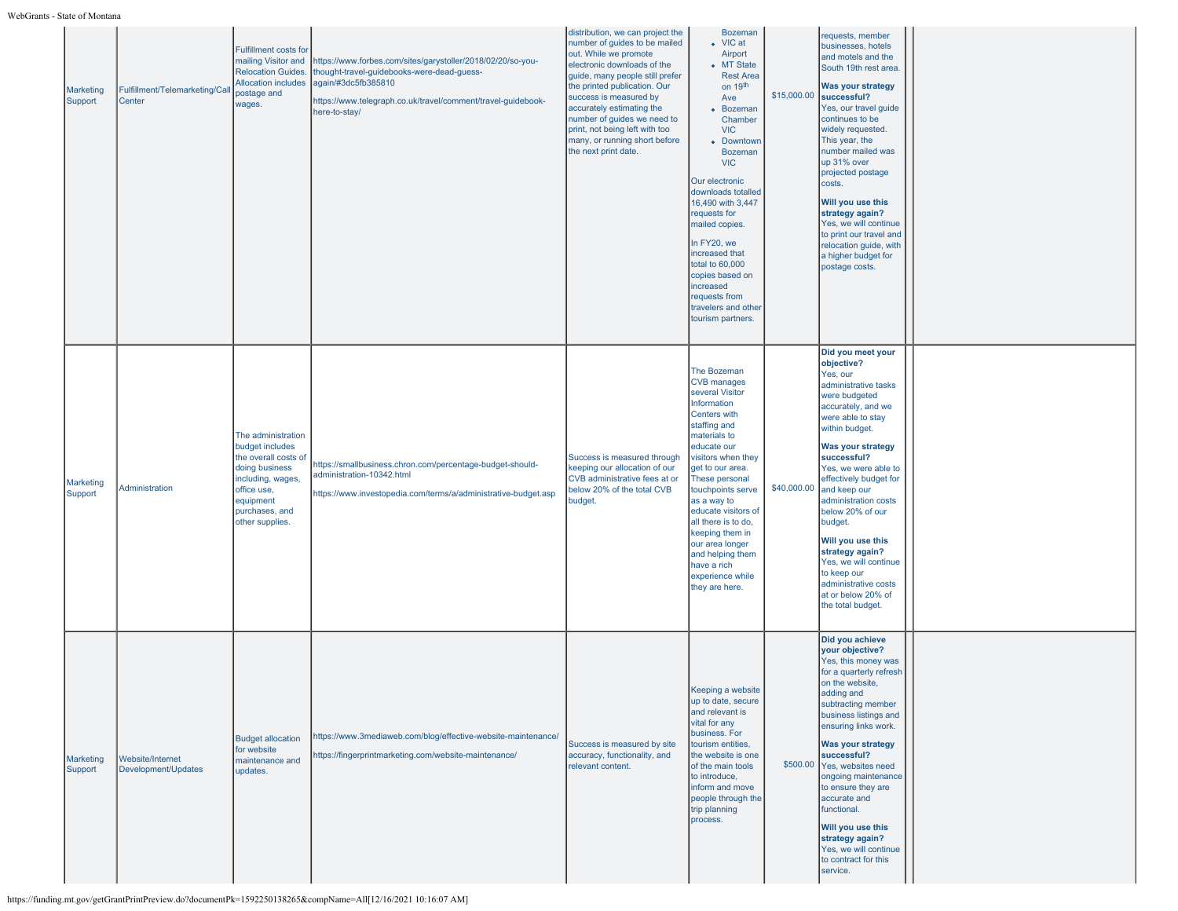| | | | | | | | | | |
|---|---|---|---|---|---|---|---|---|---|
| Marketing Support | Fulfillment/Telemarketing/Call Center | Fulfillment costs for mailing Visitor and Relocation Guides. Allocation includes postage and wages. | https://www.forbes.com/sites/garystoller/2018/02/20/so-you-thought-travel-guidebooks-were-dead-guess-again/#3dc5fb385810<br><br>https://www.telegraph.co.uk/travel/comment/travel-guidebook-here-to-stay/ | distribution, we can project the number of guides to be mailed out. While we promote electronic downloads of the guide, many people still prefer the printed publication. Our success is measured by accurately estimating the number of guides we need to print, not being left with too many, or running short before the next print date. | Bozeman<br>• VIC at Airport<br>• MT State Rest Area on 19th Ave<br>• Bozeman Chamber VIC<br>• Downtown Bozeman VIC<br><br>Our electronic downloads totalled 16,490 with 3,447 requests for mailed copies.<br><br>In FY20, we increased that total to 60,000 copies based on increased requests from travelers and other tourism partners. | $15,000.00 | requests, member businesses, hotels and motels and the South 19th rest area.<br><br>**Was your strategy successful?**<br>Yes, our travel guide continues to be widely requested. This year, the number mailed was up 31% over projected postage costs.<br><br>**Will you use this strategy again?**<br>Yes, we will continue to print our travel and relocation guide, with a higher budget for postage costs. | | |
| Marketing Support | Administration | The administration budget includes the overall costs of doing business including, wages, office use, equipment purchases, and other supplies. | https://smallbusiness.chron.com/percentage-budget-should-administration-10342.html<br><br>https://www.investopedia.com/terms/a/administrative-budget.asp | Success is measured through keeping our allocation of our CVB administrative fees at or below 20% of the total CVB budget. | The Bozeman CVB manages several Visitor Information Centers with staffing and materials to educate our visitors when they get to our area. These personal touchpoints serve as a way to educate visitors of all there is to do, keeping them in our area longer and helping them have a rich experience while they are here. | $40,000.00 | **Did you meet your objective?**<br>Yes, our administrative tasks were budgeted accurately, and we were able to stay within budget.<br><br>**Was your strategy successful?**<br>Yes, we were able to effectively budget for and keep our administration costs below 20% of our budget.<br><br>**Will you use this strategy again?**<br>Yes, we will continue to keep our administrative costs at or below 20% of the total budget. | | |
| Marketing Support | Website/Internet Development/Updates | Budget allocation for website maintenance and updates. | https://www.3mediaweb.com/blog/effective-website-maintenance/<br><br>https://fingerprintmarketing.com/website-maintenance/ | Success is measured by site accuracy, functionality, and relevant content. | Keeping a website up to date, secure and relevant is vital for any business. For tourism entities, the website is one of the main tools to introduce, inform and move people through the trip planning process. | $500.00 | **Did you achieve your objective?**<br>Yes, this money was for a quarterly refresh on the website, adding and subtracting member business listings and ensuring links work.<br><br>**Was your strategy successful?**<br>Yes, websites need ongoing maintenance to ensure they are accurate and functional.<br><br>**Will you use this strategy again?**<br>Yes, we will continue to contract for this service. | | |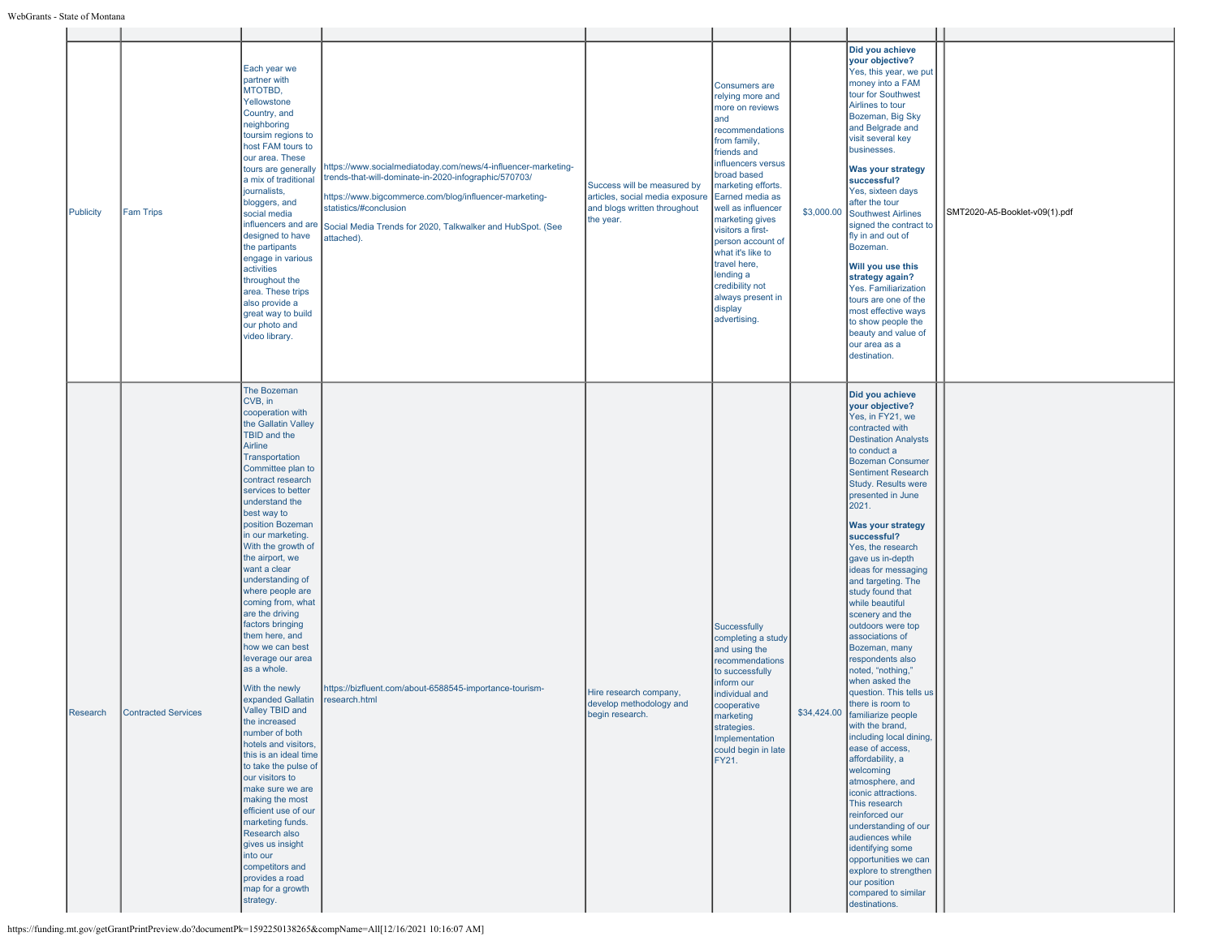| | | | | | | | | | |
|---|---|---|---|---|---|---|---|---|---|
| Publicity | Fam Trips | Each year we partner with MTOTBD, Yellowstone Country, and neighboring toursim regions to host FAM tours to our area. These tours are generally a mix of traditional journalists, bloggers, and social media influencers and are designed to have the partipants engage in various activities throughout the area. These trips also provide a great way to build our photo and video library. | https://www.socialmediatoday.com/news/4-influencer-marketing-trends-that-will-dominate-in-2020-infographic/570703/<br><br>https://www.bigcommerce.com/blog/influencer-marketing-statistics/#conclusion<br><br>Social Media Trends for 2020, Talkwalker and HubSpot. (See attached). | Success will be measured by articles, social media exposure and blogs written throughout the year. | Consumers are relying more and more on reviews and recommendations from family, friends and influencers versus broad based marketing efforts. Earned media as well as influencer marketing gives visitors a first-person account of what it's like to travel here, lending a credibility not always present in display advertising. | $3,000.00 | **Did you achieve your objective?**<br>Yes, this year, we put money into a FAM tour for Southwest Airlines to tour Bozeman, Big Sky and Belgrade and visit several key businesses.<br><br>**Was your strategy successful?**<br>Yes, sixteen days after the tour Southwest Airlines signed the contract to fly in and out of Bozeman.<br><br>**Will you use this strategy again?**<br>Yes. Familiarization tours are one of the most effective ways to show people the beauty and value of our area as a destination. | | SMT2020-A5-Booklet-v09(1).pdf |
| Research | Contracted Services | The Bozeman CVB, in cooperation with the Gallatin Valley TBID and the Airline Transportation Committee plan to contract research services to better understand the best way to position Bozeman in our marketing. With the growth of the airport, we want a clear understanding of where people are coming from, what are the driving factors bringing them here, and how we can best leverage our area as a whole.<br><br>With the newly expanded Gallatin Valley TBID and the increased number of both hotels and visitors, this is an ideal time to take the pulse of our visitors to make sure we are making the most efficient use of our marketing funds. Research also gives us insight into our competitors and provides a road map for a growth strategy. | https://bizfluent.com/about-6588545-importance-tourism-research.html | Hire research company, develop methodology and begin research. | Successfully completing a study and using the recommendations to successfully inform our individual and cooperative marketing strategies. Implementation could begin in late FY21. | $34,424.00 | **Did you achieve your objective?**<br>Yes, in FY21, we contracted with Destination Analysts to conduct a Bozeman Consumer Sentiment Research Study. Results were presented in June 2021.<br><br>**Was your strategy successful?**<br>Yes, the research gave us in-depth ideas for messaging and targeting. The study found that while beautiful scenery and the outdoors were top associations of Bozeman, many respondents also noted, "nothing," when asked the question. This tells us there is room to familiarize people with the brand, including local dining, ease of access, affordability, a welcoming atmosphere, and iconic attractions. This research reinforced our understanding of our audiences while identifying some opportunities we can explore to strengthen our position compared to similar destinations. | | |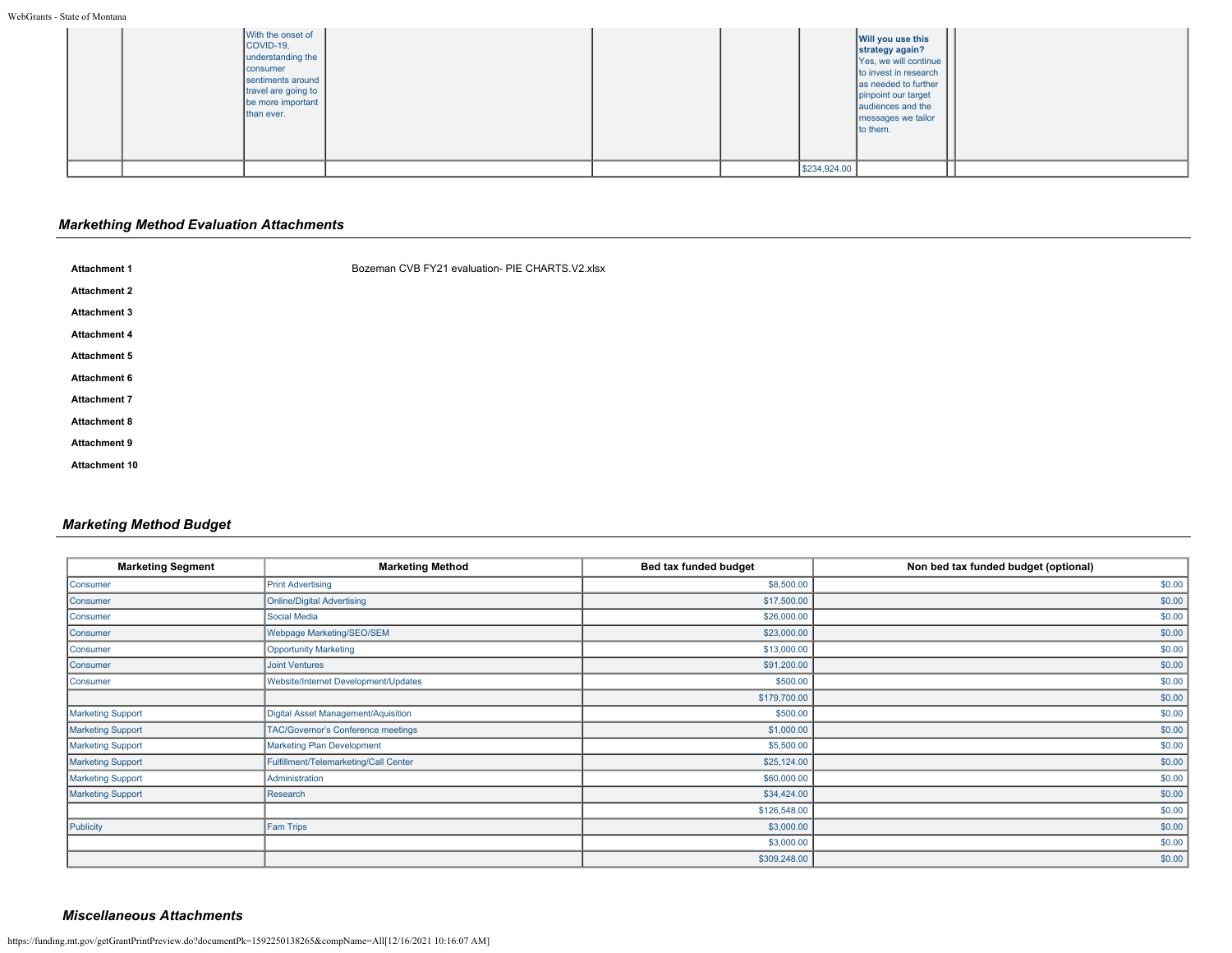| | | | | | | | | | |
|---|---|---|---|---|---|---|---|---|---|
| | | With the onset of COVID-19, understanding the consumer sentiments around travel are going to be more important than ever. | | | | | **Will you use this strategy again?** Yes, we will continue to invest in research as needed to further pinpoint our target audiences and the messages we tailor to them. | | |
| | | | | | | $234,924.00 | | | |

## *Markething Method Evaluation Attachments*

| | |
|---|---|
| **Attachment 1** | Bozeman CVB FY21 evaluation- PIE CHARTS.V2.xlsx |
| **Attachment 2** | |
| **Attachment 3** | |
| **Attachment 4** | |
| **Attachment 5** | |
| **Attachment 6** | |
| **Attachment 7** | |
| **Attachment 8** | |
| **Attachment 9** | |
| **Attachment 10** | |

## *Marketing Method Budget*

| Marketing Segment | Marketing Method | Bed tax funded budget | Non bed tax funded budget (optional) |
|---|---|---|---|
| Consumer | Print Advertising | $8,500.00 | $0.00 |
| Consumer | Online/Digital Advertising | $17,500.00 | $0.00 |
| Consumer | Social Media | $26,000.00 | $0.00 |
| Consumer | Webpage Marketing/SEO/SEM | $23,000.00 | $0.00 |
| Consumer | Opportunity Marketing | $13,000.00 | $0.00 |
| Consumer | Joint Ventures | $91,200.00 | $0.00 |
| Consumer | Website/Internet Development/Updates | $500.00 | $0.00 |
| | | $179,700.00 | $0.00 |
| Marketing Support | Digital Asset Management/Aquisition | $500.00 | $0.00 |
| Marketing Support | TAC/Governor's Conference meetings | $1,000.00 | $0.00 |
| Marketing Support | Marketing Plan Development | $5,500.00 | $0.00 |
| Marketing Support | Fulfillment/Telemarketing/Call Center | $25,124.00 | $0.00 |
| Marketing Support | Administration | $60,000.00 | $0.00 |
| Marketing Support | Research | $34,424.00 | $0.00 |
| | | $126,548.00 | $0.00 |
| Publicity | Fam Trips | $3,000.00 | $0.00 |
| | | $3,000.00 | $0.00 |
| | | $309,248.00 | $0.00 |

## *Miscellaneous Attachments*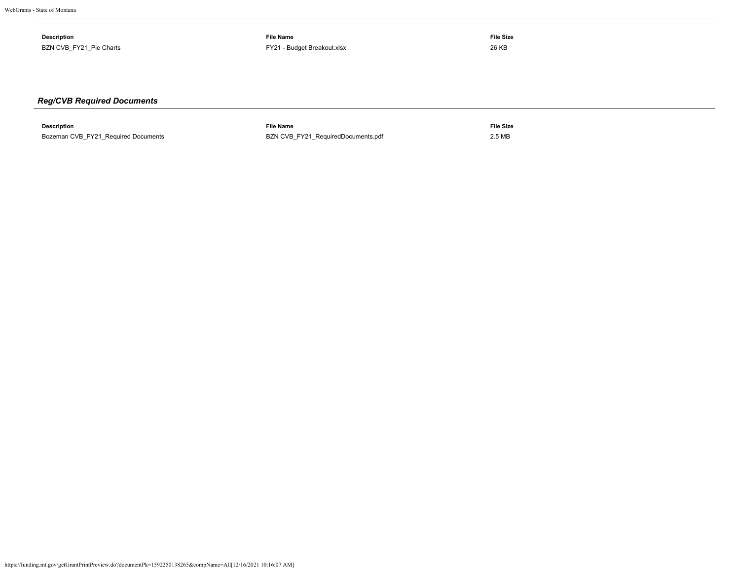| Description | File Name | File Size |
| --- | --- | --- |
| BZN CVB_FY21_Pie Charts | FY21 - Budget Breakout.xlsx | 26 KB |

### *Reg/CVB Required Documents*

| Description | File Name | File Size |
| --- | --- | --- |
| Bozeman CVB_FY21_Required Documents | BZN CVB_FY21_RequiredDocuments.pdf | 2.5 MB |